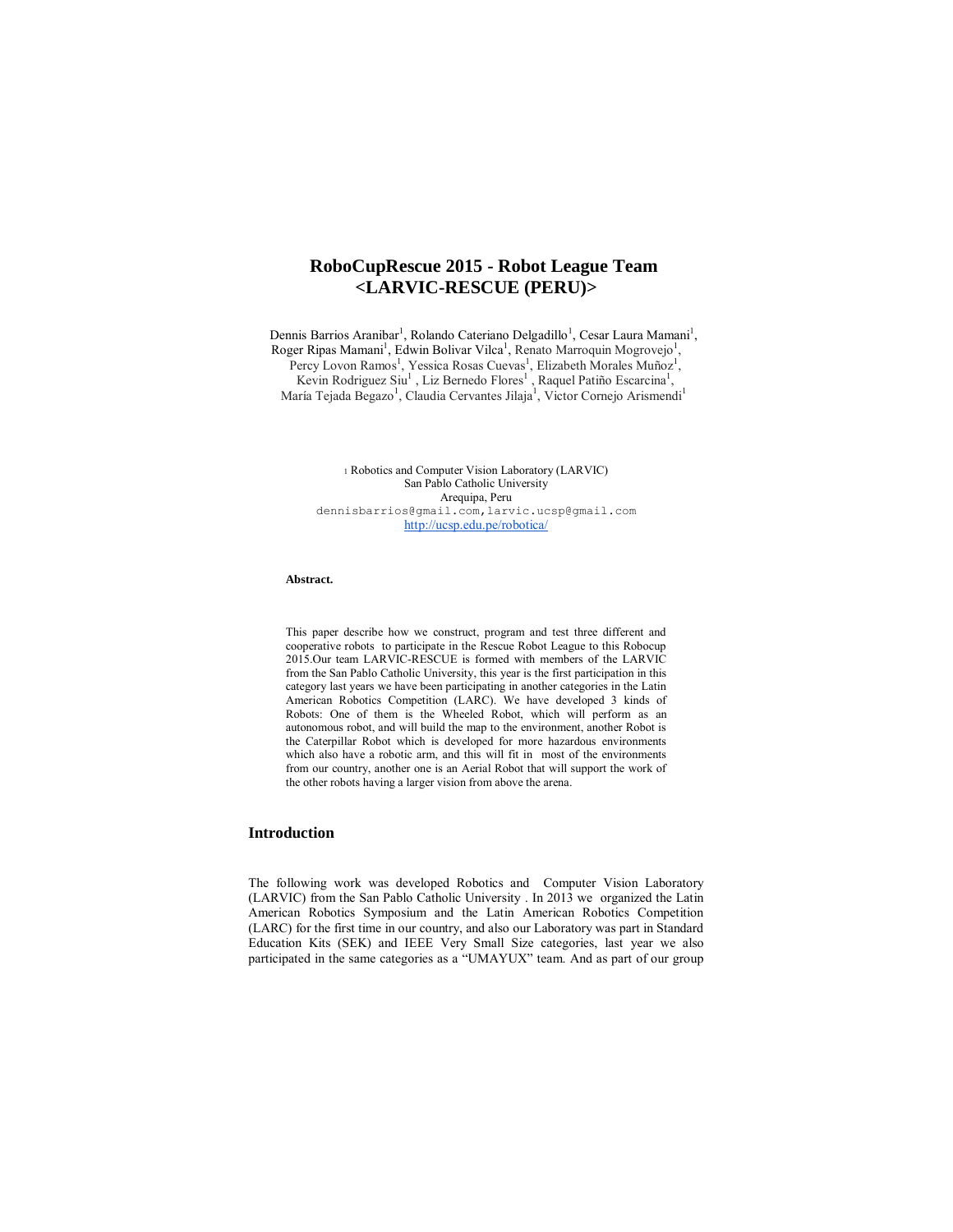# RoboCupRescue 2015 - Robot League Team <LARVIC-RESCUE (PERU)>

Dennis Barrios Aranibar[1], Rolando Cateriano Delgadillo[1], Cesar Laura Mamani[1], Roger Ripas Mamani[1], Edwin Bolivar Vilca[1], Renato Marroquin Mogrovejo[1], Percy Lovon Ramos[1], Yessica Rosas Cuevas[1], Elizabeth Morales Muñoz[1], Kevin Rodriguez Siu[1], Liz Bernedo Flores[1], Raquel Patiño Escarcina[1], María Tejada Begazo[1], Claudia Cervantes Jilaja[1], Victor Cornejo Arismendi[1]

[1] Robotics and Computer Vision Laboratory (LARVIC)
San Pablo Catholic University
Arequipa, Peru
dennisbarrios@gmail.com, larvic.ucsp@gmail.com
http://ucsp.edu.pe/robotica/

**Abstract.**

This paper describe how we construct, program and test three different and cooperative robots to participate in the Rescue Robot League to this Robocup 2015.Our team LARVIC-RESCUE is formed with members of the LARVIC from the San Pablo Catholic University, this year is the first participation in this category last years we have been participating in another categories in the Latin American Robotics Competition (LARC). We have developed 3 kinds of Robots: One of them is the Wheeled Robot, which will perform as an autonomous robot, and will build the map to the environment, another Robot is the Caterpillar Robot which is developed for more hazardous environments which also have a robotic arm, and this will fit in most of the environments from our country, another one is an Aerial Robot that will support the work of the other robots having a larger vision from above the arena.

## Introduction

The following work was developed Robotics and Computer Vision Laboratory (LARVIC) from the San Pablo Catholic University . In 2013 we organized the Latin American Robotics Symposium and the Latin American Robotics Competition (LARC) for the first time in our country, and also our Laboratory was part in Standard Education Kits (SEK) and IEEE Very Small Size categories, last year we also participated in the same categories as a "UMAYUX" team. And as part of our group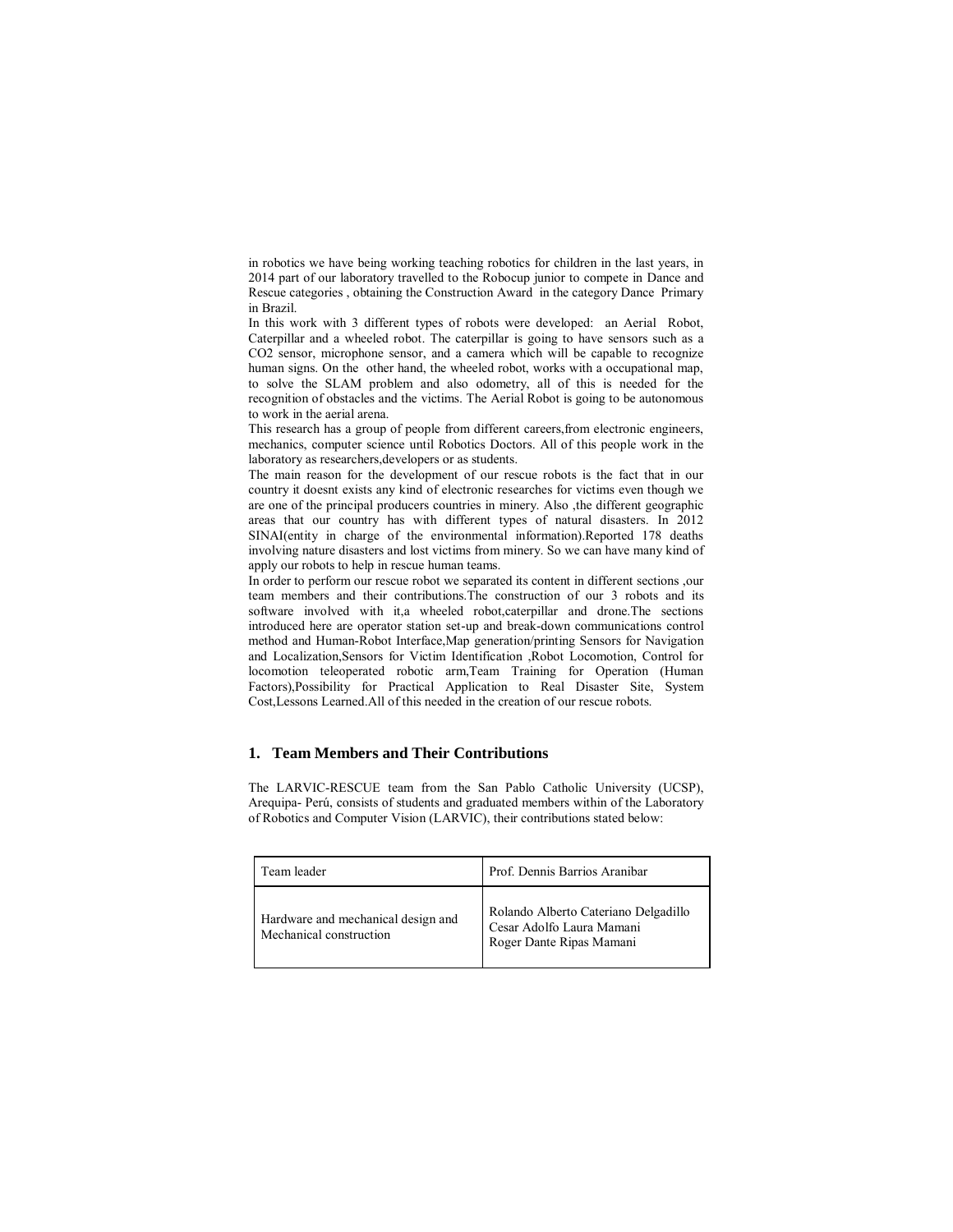in robotics we have being working teaching robotics for children in the last years, in 2014 part of our laboratory travelled to the Robocup junior to compete in Dance and Rescue categories , obtaining the Construction Award in the category Dance Primary in Brazil.

In this work with 3 different types of robots were developed: an Aerial Robot, Caterpillar and a wheeled robot. The caterpillar is going to have sensors such as a $CO_2$ sensor, microphone sensor, and a camera which will be capable to recognize human signs. On the other hand, the wheeled robot, works with a occupational map, to solve the SLAM problem and also odometry, all of this is needed for the recognition of obstacles and the victims. The Aerial Robot is going to be autonomous to work in the aerial arena.

This research has a group of people from different careers,from electronic engineers, mechanics, computer science until Robotics Doctors. All of this people work in the laboratory as researchers,developers or as students.

The main reason for the development of our rescue robots is the fact that in our country it doesnt exists any kind of electronic researches for victims even though we are one of the principal producers countries in minery. Also ,the different geographic areas that our country has with different types of natural disasters. In 2012 SINAI(entity in charge of the environmental information).Reported 178 deaths involving nature disasters and lost victims from minery. So we can have many kind of apply our robots to help in rescue human teams.

In order to perform our rescue robot we separated its content in different sections ,our team members and their contributions.The construction of our 3 robots and its software involved with it,a wheeled robot,caterpillar and drone.The sections introduced here are operator station set-up and break-down communications control method and Human-Robot Interface,Map generation/printing Sensors for Navigation and Localization,Sensors for Victim Identification ,Robot Locomotion, Control for locomotion teleoperated robotic arm,Team Training for Operation (Human Factors),Possibility for Practical Application to Real Disaster Site, System Cost,Lessons Learned.All of this needed in the creation of our rescue robots.

## 1. Team Members and Their Contributions

The LARVIC-RESCUE team from the San Pablo Catholic University (UCSP), Arequipa- Perú, consists of students and graduated members within of the Laboratory of Robotics and Computer Vision (LARVIC), their contributions stated below:

| Team leader | Prof. Dennis Barrios Aranibar |
|---|---|
| Hardware and mechanical design and Mechanical construction | Rolando Alberto Cateriano Delgadillo<br>Cesar Adolfo Laura Mamani<br>Roger Dante Ripas Mamani |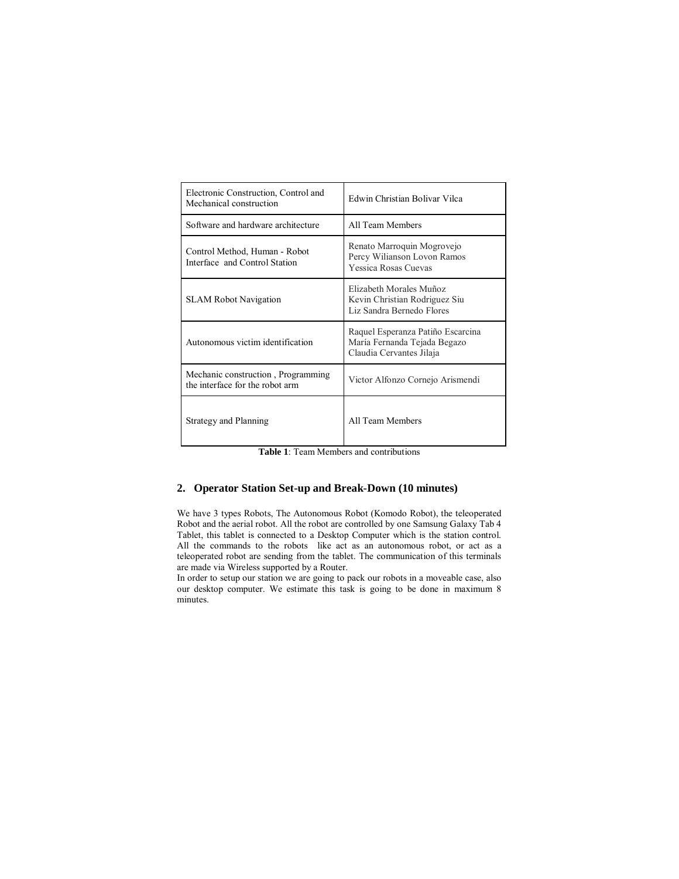| Electronic Construction, Control and Mechanical construction | Edwin Christian Bolivar Vilca |
|---|---|
| Software and hardware architecture | All Team Members |
| Control Method, Human - Robot Interface and Control Station | Renato Marroquin Mogrovejo<br>Percy Wilianson Lovon Ramos<br>Yessica Rosas Cuevas |
| SLAM Robot Navigation | Elizabeth Morales Muñoz<br>Kevin Christian Rodriguez Siu<br>Liz Sandra Bernedo Flores |
| Autonomous victim identification | Raquel Esperanza Patiño Escarcina<br>María Fernanda Tejada Begazo<br>Claudia Cervantes Jilaja |
| Mechanic construction , Programming the interface for the robot arm | Victor Alfonzo Cornejo Arismendi |
| Strategy and Planning | All Team Members |

**Table 1**: Team Members and contributions

## 2. Operator Station Set-up and Break-Down (10 minutes)

We have 3 types Robots, The Autonomous Robot (Komodo Robot), the teleoperated Robot and the aerial robot. All the robot are controlled by one Samsung Galaxy Tab 4 Tablet, this tablet is connected to a Desktop Computer which is the station control. All the commands to the robots like act as an autonomous robot, or act as a teleoperated robot are sending from the tablet. The communication of this terminals are made via Wireless supported by a Router.

In order to setup our station we are going to pack our robots in a moveable case, also our desktop computer. We estimate this task is going to be done in maximum 8 minutes.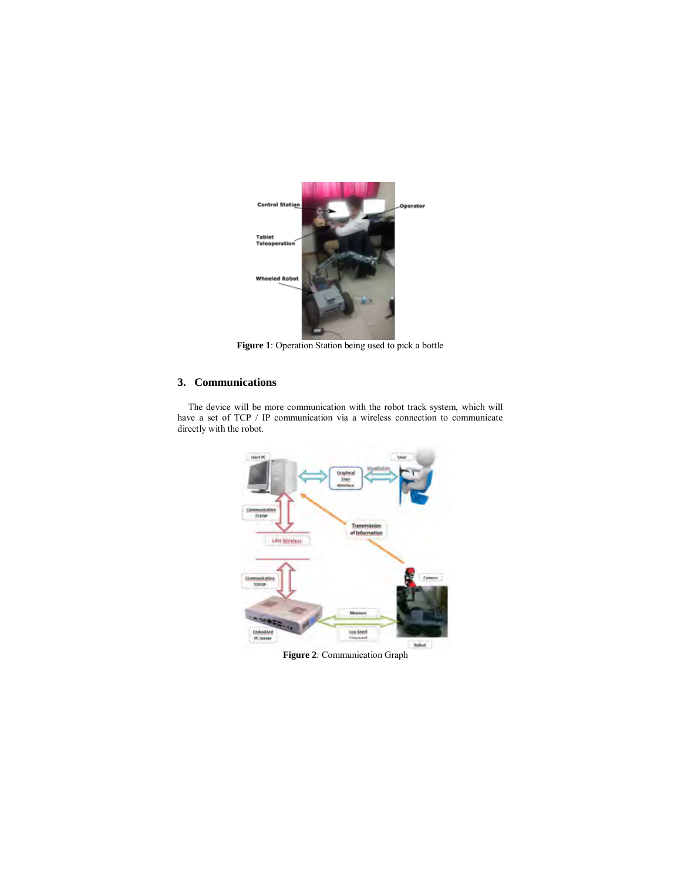**Figure 1**: Operation Station being used to pick a bottle

## 3. Communications

The device will be more communication with the robot track system, which will have a set of TCP / IP communication via a wireless connection to communicate directly with the robot.

**Figure 2**: Communication Graph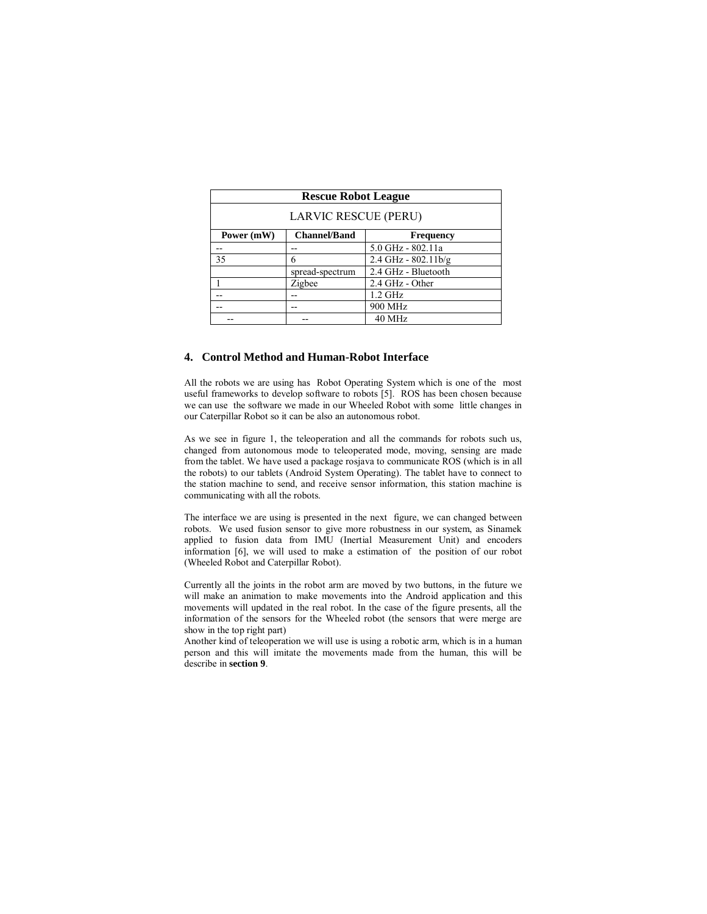| Rescue Robot League | | |
| --- | --- | --- |
| LARVIC RESCUE (PERU) | | |
| **Power (mW)** | **Channel/Band** | **Frequency** |
| -- | -- | 5.0 GHz - 802.11a |
| 35 | 6 | 2.4 GHz - 802.11b/g |
| | spread-spectrum | 2.4 GHz - Bluetooth |
| 1 | Zigbee | 2.4 GHz - Other |
| -- | -- | 1.2 GHz |
| -- | -- | 900 MHz |
| -- | -- | 40 MHz |

## 4. Control Method and Human-Robot Interface

All the robots we are using has Robot Operating System which is one of the most useful frameworks to develop software to robots [5]. ROS has been chosen because we can use the software we made in our Wheeled Robot with some little changes in our Caterpillar Robot so it can be also an autonomous robot.

As we see in figure 1, the teleoperation and all the commands for robots such us, changed from autonomous mode to teleoperated mode, moving, sensing are made from the tablet. We have used a package rosjava to communicate ROS (which is in all the robots) to our tablets (Android System Operating). The tablet have to connect to the station machine to send, and receive sensor information, this station machine is communicating with all the robots.

The interface we are using is presented in the next figure, we can changed between robots. We used fusion sensor to give more robustness in our system, as Sinamek applied to fusion data from IMU (Inertial Measurement Unit) and encoders information [6], we will used to make a estimation of the position of our robot (Wheeled Robot and Caterpillar Robot).

Currently all the joints in the robot arm are moved by two buttons, in the future we will make an animation to make movements into the Android application and this movements will updated in the real robot. In the case of the figure presents, all the information of the sensors for the Wheeled robot (the sensors that were merge are show in the top right part)
Another kind of teleoperation we will use is using a robotic arm, which is in a human person and this will imitate the movements made from the human, this will be describe in **section 9**.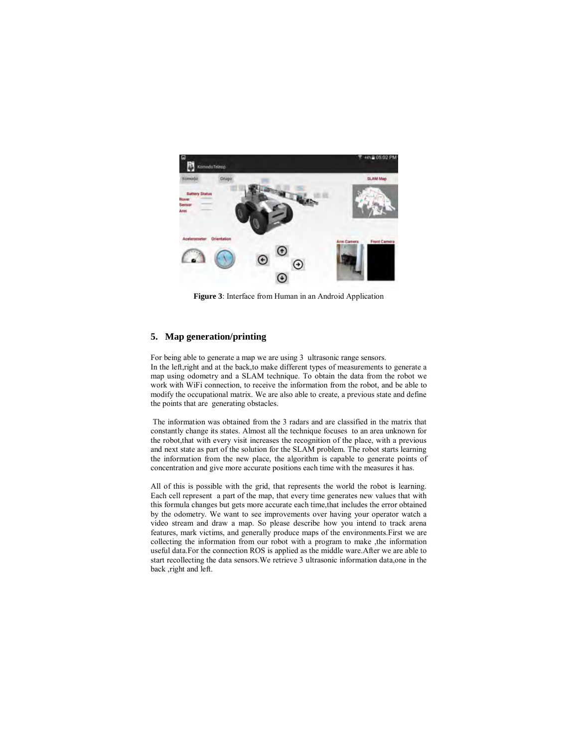**Figure 3**: Interface from Human in an Android Application

## 5. Map generation/printing

For being able to generate a map we are using 3 ultrasonic range sensors.
In the left,right and at the back,to make different types of measurements to generate a map using odometry and a SLAM technique. To obtain the data from the robot we work with WiFi connection, to receive the information from the robot, and be able to modify the occupational matrix. We are also able to create, a previous state and define the points that are generating obstacles.

The information was obtained from the 3 radars and are classified in the matrix that constantly change its states. Almost all the technique focuses to an area unknown for the robot,that with every visit increases the recognition of the place, with a previous and next state as part of the solution for the SLAM problem. The robot starts learning the information from the new place, the algorithm is capable to generate points of concentration and give more accurate positions each time with the measures it has.

All of this is possible with the grid, that represents the world the robot is learning. Each cell represent a part of the map, that every time generates new values that with this formula changes but gets more accurate each time,that includes the error obtained by the odometry. We want to see improvements over having your operator watch a video stream and draw a map. So please describe how you intend to track arena features, mark victims, and generally produce maps of the environments.First we are collecting the information from our robot with a program to make ,the information useful data.For the connection ROS is applied as the middle ware.After we are able to start recollecting the data sensors.We retrieve 3 ultrasonic information data,one in the back ,right and left.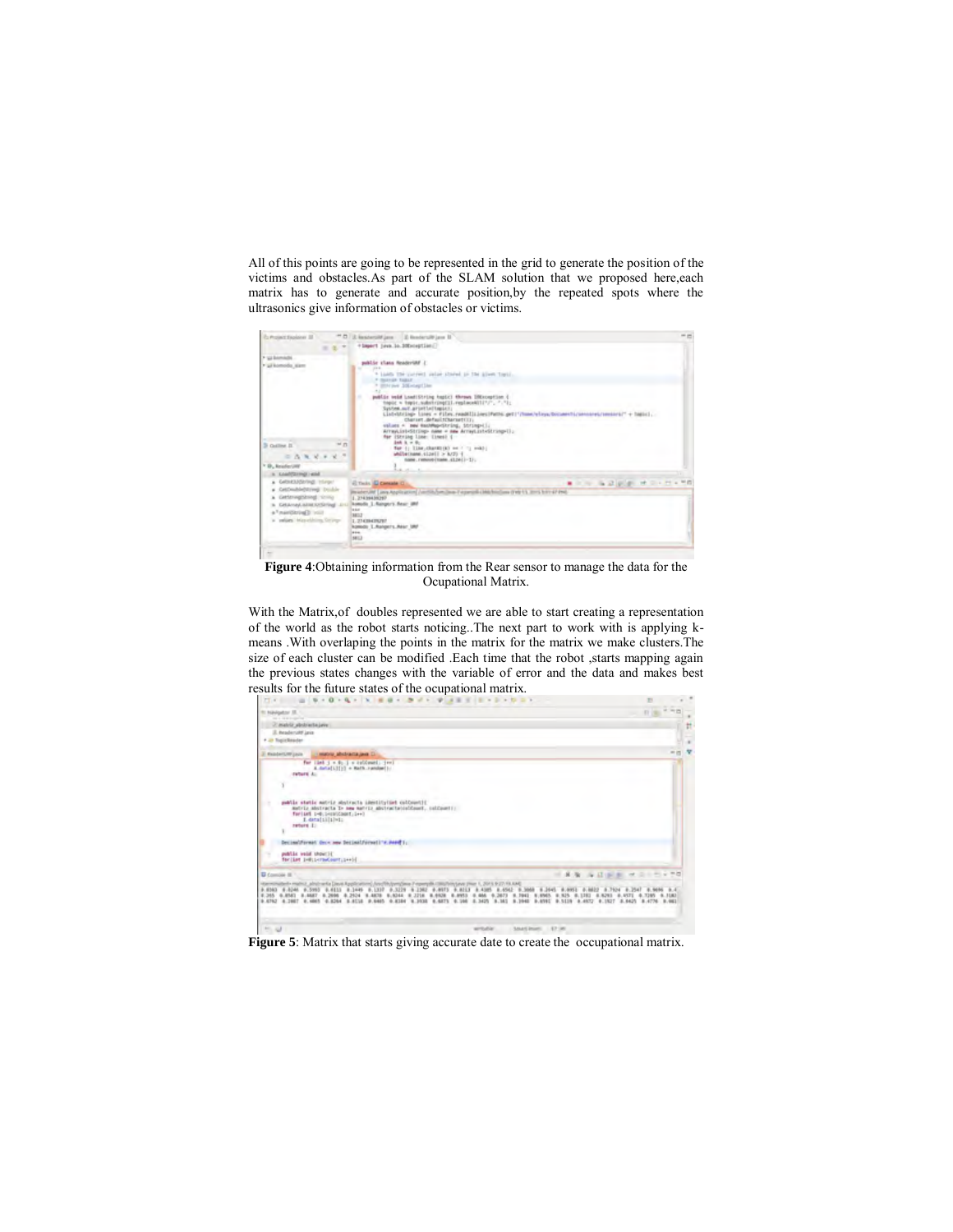All of this points are going to be represented in the grid to generate the position of the victims and obstacles.As part of the SLAM solution that we proposed here,each matrix has to generate and accurate position,by the repeated spots where the ultrasonics give information of obstacles or victims.

**Figure 4**:Obtaining information from the Rear sensor to manage the data for the Ocupational Matrix.

With the Matrix,of doubles represented we are able to start creating a representation of the world as the robot starts noticing..The next part to work with is applying k-means .With overlaping the points in the matrix for the matrix we make clusters.The size of each cluster can be modified .Each time that the robot ,starts mapping again the previous states changes with the variable of error and the data and makes best results for the future states of the ocupational matrix.

**Figure 5**: Matrix that starts giving accurate date to create the occupational matrix.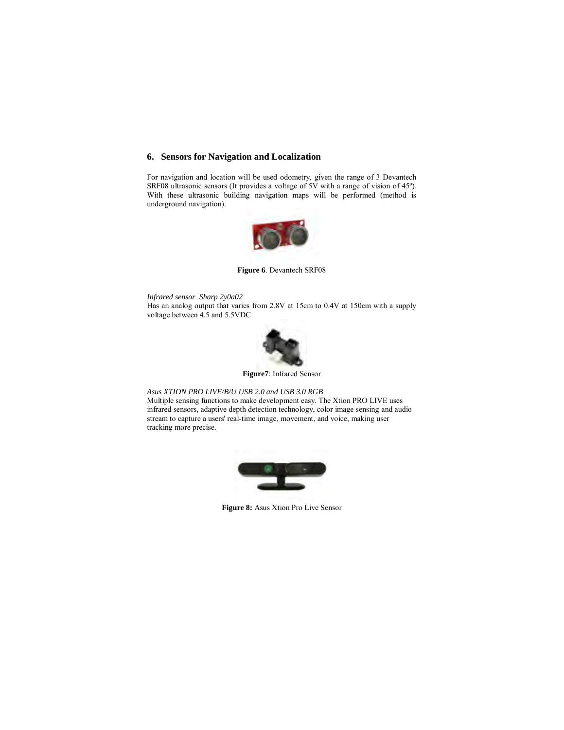## 6. Sensors for Navigation and Localization

For navigation and location will be used odometry, given the range of 3 Devantech SRF08 ultrasonic sensors (It provides a voltage of 5V with a range of vision of 45º). With these ultrasonic building navigation maps will be performed (method is underground navigation).

**Figure 6**. Devantech SRF08

*Infrared sensor Sharp 2y0a02*

Has an analog output that varies from 2.8V at 15cm to 0.4V at 150cm with a supply voltage between 4.5 and 5.5VDC

**Figure7**: Infrared Sensor

*Asus XTION PRO LIVE/B/U USB 2.0 and USB 3.0 RGB*

Multiple sensing functions to make development easy. The Xtion PRO LIVE uses infrared sensors, adaptive depth detection technology, color image sensing and audio stream to capture a users' real-time image, movement, and voice, making user tracking more precise.

**Figure 8:** Asus Xtion Pro Live Sensor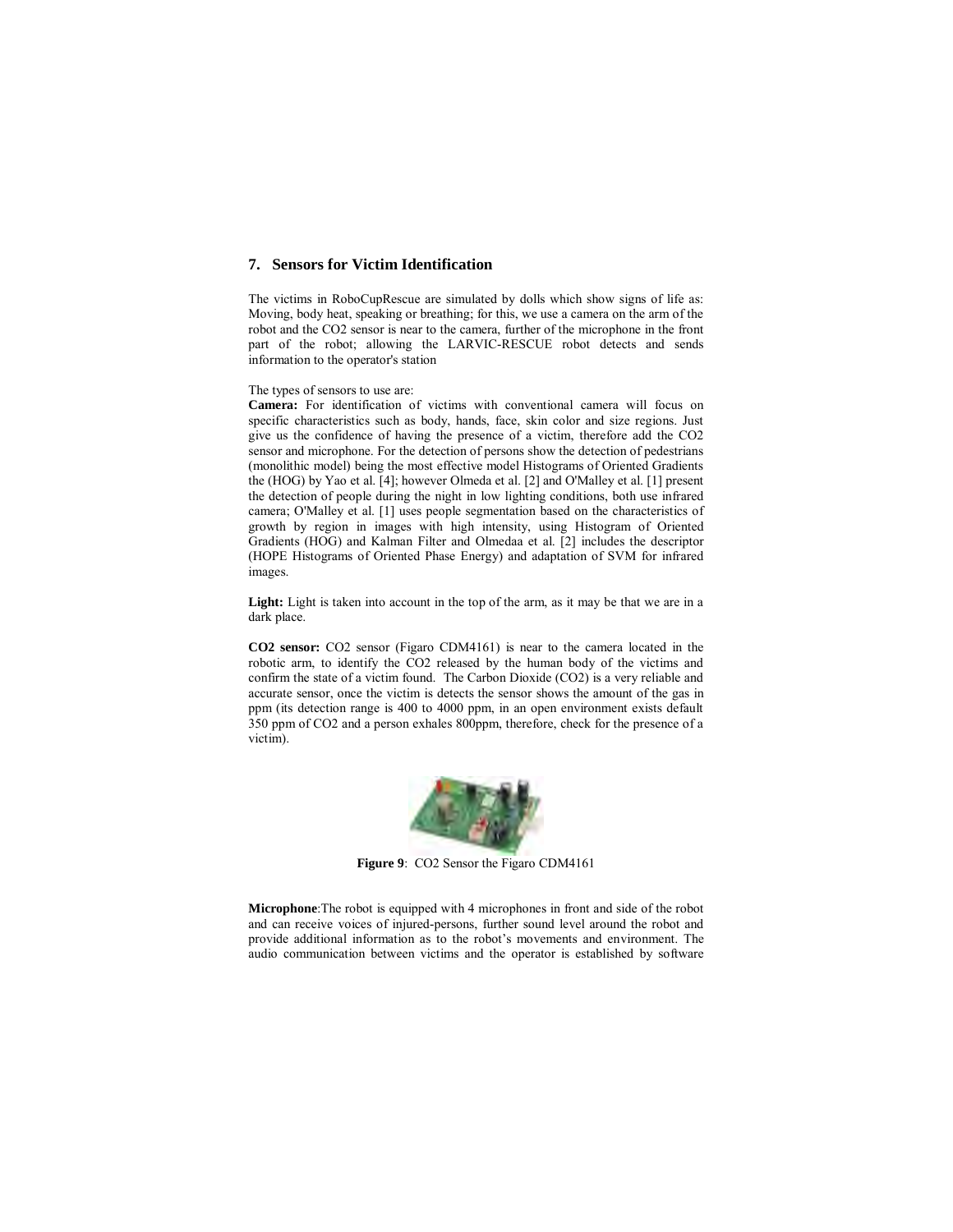## 7. Sensors for Victim Identification

The victims in RoboCupRescue are simulated by dolls which show signs of life as: Moving, body heat, speaking or breathing; for this, we use a camera on the arm of the robot and the $CO_2$ sensor is near to the camera, further of the microphone in the front part of the robot; allowing the LARVIC-RESCUE robot detects and sends information to the operator's station

The types of sensors to use are:

**Camera:** For identification of victims with conventional camera will focus on specific characteristics such as body, hands, face, skin color and size regions. Just give us the confidence of having the presence of a victim, therefore add the $CO_2$ sensor and microphone. For the detection of persons show the detection of pedestrians (monolithic model) being the most effective model Histograms of Oriented Gradients the (HOG) by Yao et al. [4]; however Olmeda et al. [2] and O'Malley et al. [1] present the detection of people during the night in low lighting conditions, both use infrared camera; O'Malley et al. [1] uses people segmentation based on the characteristics of growth by region in images with high intensity, using Histogram of Oriented Gradients (HOG) and Kalman Filter and Olmedaa et al. [2] includes the descriptor (HOPE Histograms of Oriented Phase Energy) and adaptation of SVM for infrared images.

**Light:** Light is taken into account in the top of the arm, as it may be that we are in a dark place.

**CO2 sensor:** $CO_2$ sensor (Figaro CDM4161) is near to the camera located in the robotic arm, to identify the $CO_2$ released by the human body of the victims and confirm the state of a victim found. The Carbon Dioxide ($CO_2$) is a very reliable and accurate sensor, once the victim is detects the sensor shows the amount of the gas in ppm (its detection range is 400 to 4000 ppm, in an open environment exists default 350 ppm of $CO_2$ and a person exhales 800ppm, therefore, check for the presence of a victim).

**Figure 9**: $CO_2$ Sensor the Figaro CDM4161

**Microphone**:The robot is equipped with 4 microphones in front and side of the robot and can receive voices of injured-persons, further sound level around the robot and provide additional information as to the robot's movements and environment. The audio communication between victims and the operator is established by software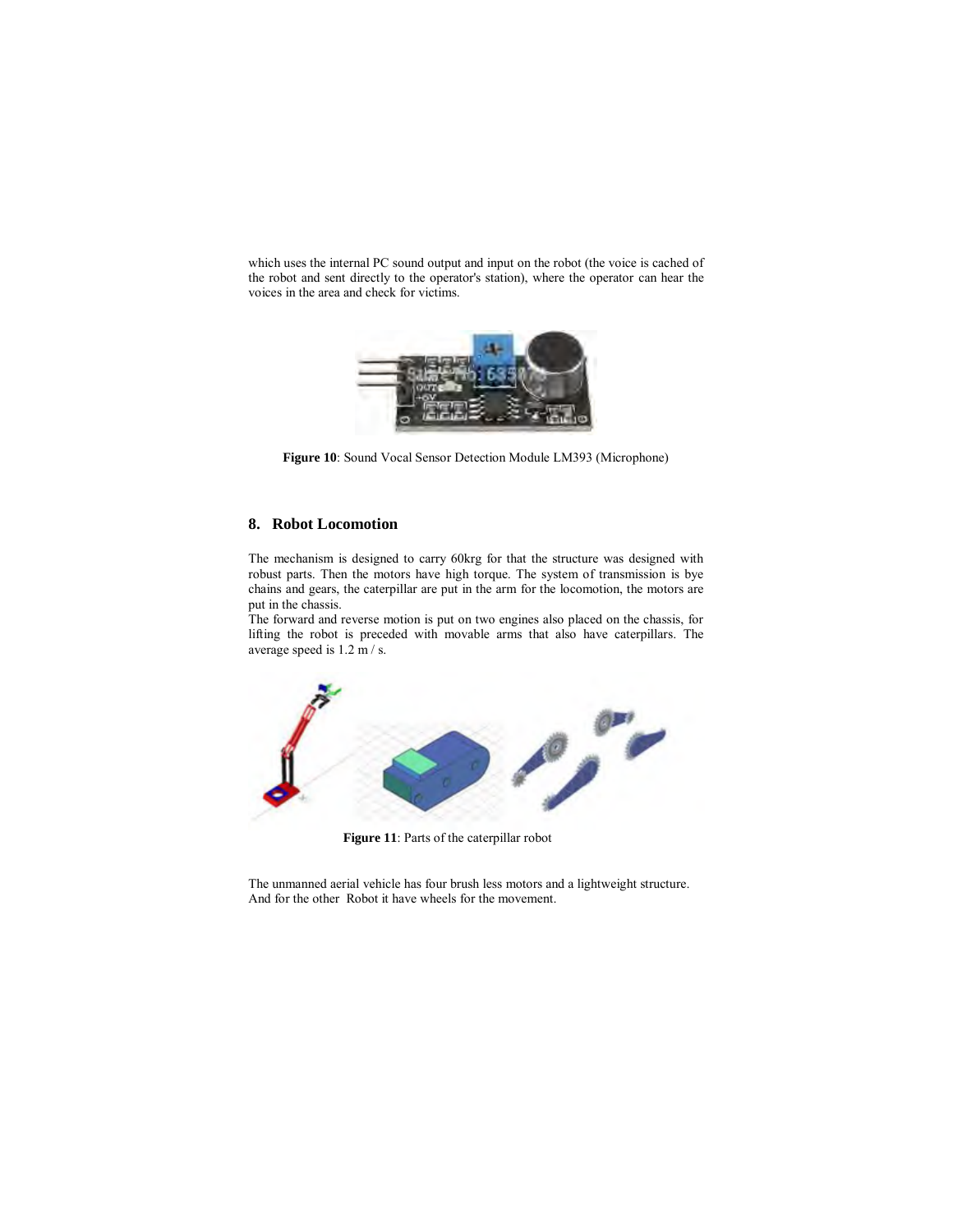which uses the internal PC sound output and input on the robot (the voice is cached of the robot and sent directly to the operator's station), where the operator can hear the voices in the area and check for victims.

**Figure 10**: Sound Vocal Sensor Detection Module LM393 (Microphone)

## 8. Robot Locomotion

The mechanism is designed to carry 60krg for that the structure was designed with robust parts. Then the motors have high torque. The system of transmission is bye chains and gears, the caterpillar are put in the arm for the locomotion, the motors are put in the chassis.
The forward and reverse motion is put on two engines also placed on the chassis, for lifting the robot is preceded with movable arms that also have caterpillars. The average speed is 1.2 m / s.

**Figure 11**: Parts of the caterpillar robot

The unmanned aerial vehicle has four brush less motors and a lightweight structure. And for the other Robot it have wheels for the movement.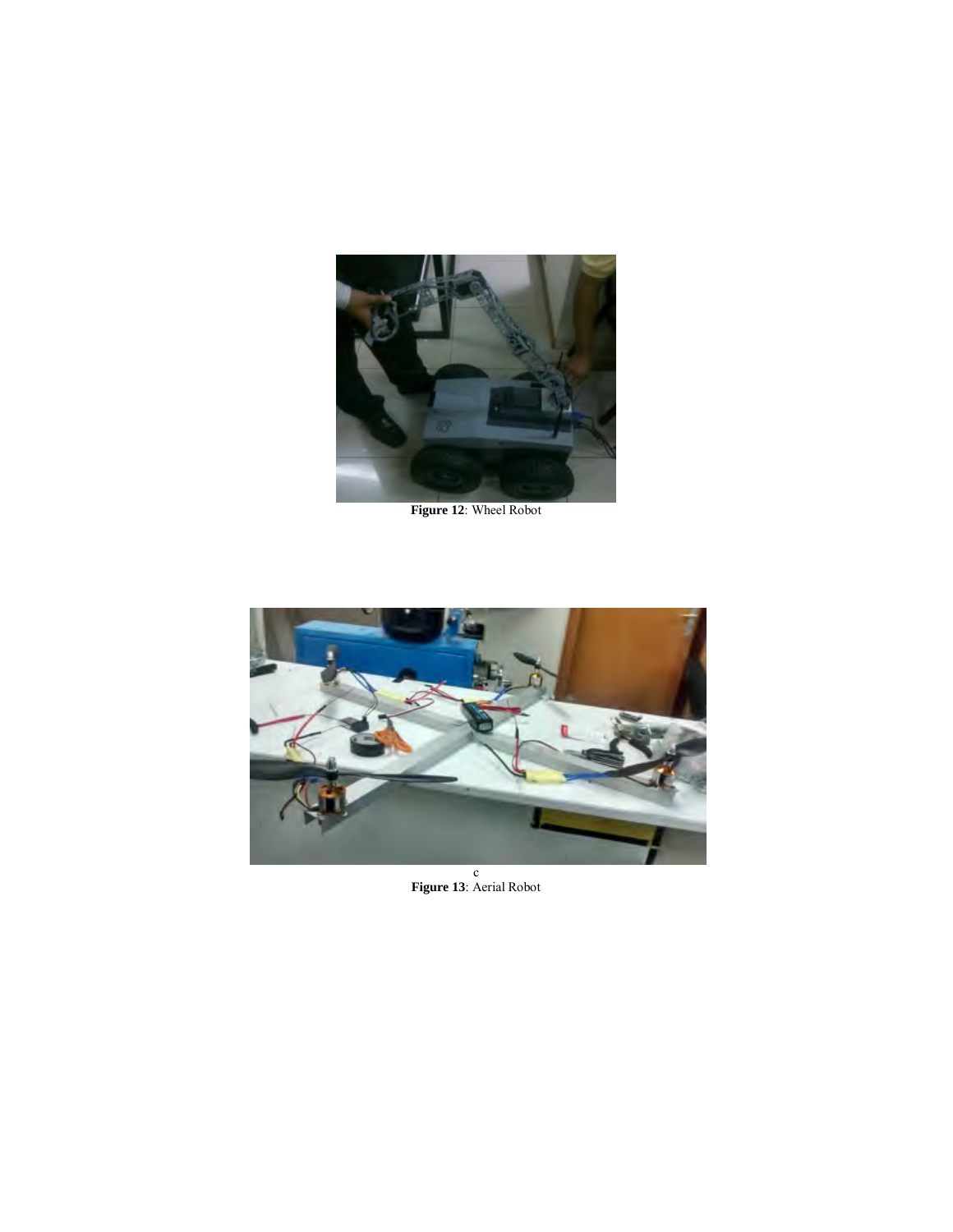**Figure 12**: Wheel Robot

c

**Figure 13**: Aerial Robot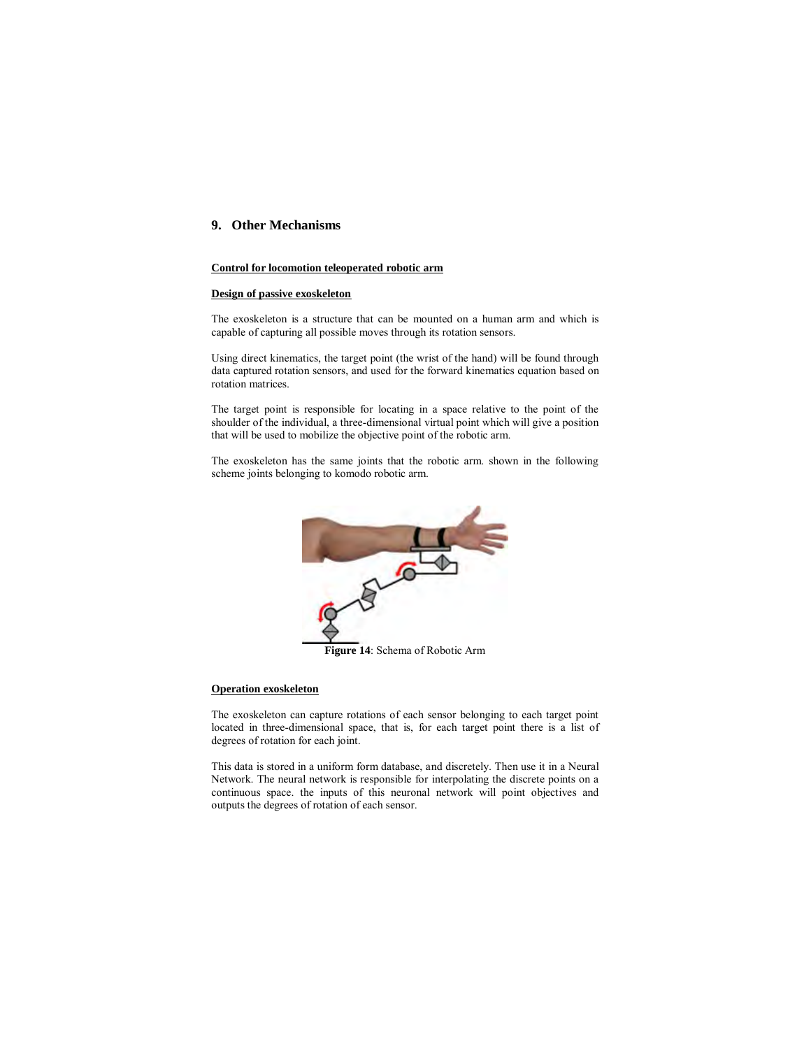## 9. Other Mechanisms

**Control for locomotion teleoperated robotic arm**

**Design of passive exoskeleton**

The exoskeleton is a structure that can be mounted on a human arm and which is capable of capturing all possible moves through its rotation sensors.

Using direct kinematics, the target point (the wrist of the hand) will be found through data captured rotation sensors, and used for the forward kinematics equation based on rotation matrices.

The target point is responsible for locating in a space relative to the point of the shoulder of the individual, a three-dimensional virtual point which will give a position that will be used to mobilize the objective point of the robotic arm.

The exoskeleton has the same joints that the robotic arm. shown in the following scheme joints belonging to komodo robotic arm.

**Figure 14**: Schema of Robotic Arm

**Operation exoskeleton**

The exoskeleton can capture rotations of each sensor belonging to each target point located in three-dimensional space, that is, for each target point there is a list of degrees of rotation for each joint.

This data is stored in a uniform form database, and discretely. Then use it in a Neural Network. The neural network is responsible for interpolating the discrete points on a continuous space. the inputs of this neuronal network will point objectives and outputs the degrees of rotation of each sensor.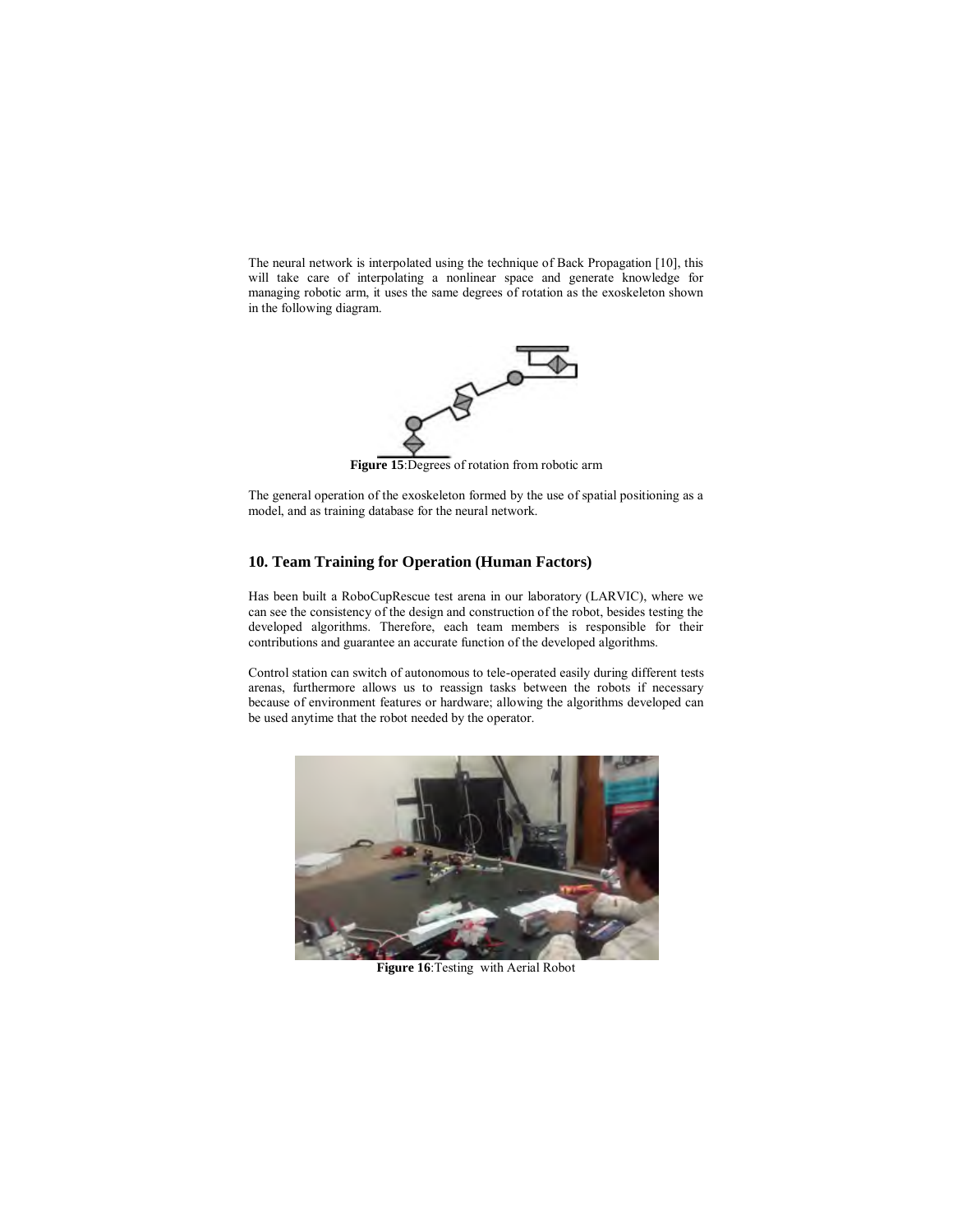The neural network is interpolated using the technique of Back Propagation [10], this will take care of interpolating a nonlinear space and generate knowledge for managing robotic arm, it uses the same degrees of rotation as the exoskeleton shown in the following diagram.

**Figure 15**:Degrees of rotation from robotic arm

The general operation of the exoskeleton formed by the use of spatial positioning as a model, and as training database for the neural network.

## 10. Team Training for Operation (Human Factors)

Has been built a RoboCupRescue test arena in our laboratory (LARVIC), where we can see the consistency of the design and construction of the robot, besides testing the developed algorithms. Therefore, each team members is responsible for their contributions and guarantee an accurate function of the developed algorithms.

Control station can switch of autonomous to tele-operated easily during different tests arenas, furthermore allows us to reassign tasks between the robots if necessary because of environment features or hardware; allowing the algorithms developed can be used anytime that the robot needed by the operator.

**Figure 16**:Testing with Aerial Robot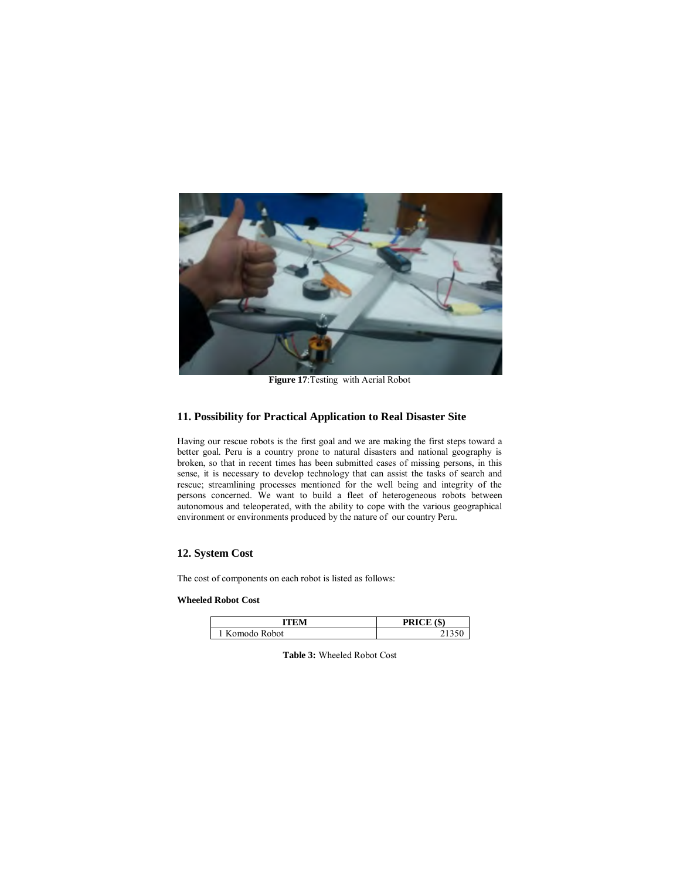**Figure 17**:Testing with Aerial Robot

## 11. Possibility for Practical Application to Real Disaster Site

Having our rescue robots is the first goal and we are making the first steps toward a better goal. Peru is a country prone to natural disasters and national geography is broken, so that in recent times has been submitted cases of missing persons, in this sense, it is necessary to develop technology that can assist the tasks of search and rescue; streamlining processes mentioned for the well being and integrity of the persons concerned. We want to build a fleet of heterogeneous robots between autonomous and teleoperated, with the ability to cope with the various geographical environment or environments produced by the nature of our country Peru.

## 12. System Cost

The cost of components on each robot is listed as follows:

**Wheeled Robot Cost**

| ITEM | PRICE ($) |
|---|---|
| 1 Komodo Robot | 21350 |

**Table 3:** Wheeled Robot Cost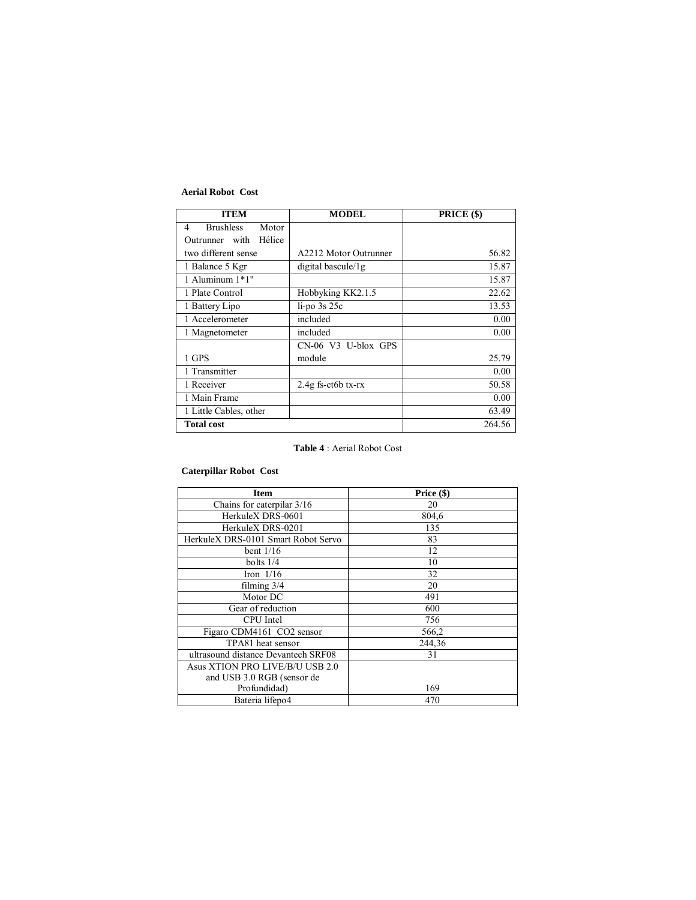**Aerial Robot Cost**

| ITEM | MODEL | PRICE ($) |
|---|---|---|
| 4 Brushless Motor Outrunner with Hélice two different sense | A2212 Motor Outrunner | 56.82 |
| 1 Balance 5 Kgr | digital bascule/1g | 15.87 |
| 1 Aluminum 1*1" | | 15.87 |
| 1 Plate Control | Hobbyking KK2.1.5 | 22.62 |
| 1 Battery Lipo | li-po 3s 25c | 13.53 |
| 1 Accelerometer | included | 0.00 |
| 1 Magnetometer | included | 0.00 |
| 1 GPS | CN-06 V3 U-blox GPS module | 25.79 |
| 1 Transmitter | | 0.00 |
| 1 Receiver | 2.4g fs-ct6b tx-rx | 50.58 |
| 1 Main Frame | | 0.00 |
| 1 Little Cables, other | | 63.49 |
| **Total cost** | | 264.56 |

**Table 4** : Aerial Robot Cost

**Caterpillar Robot Cost**

| Item | Price ($) |
|---|---|
| Chains for caterpilar 3/16 | 20 |
| HerkuleX DRS-0601 | 804,6 |
| HerkuleX DRS-0201 | 135 |
| HerkuleX DRS-0101 Smart Robot Servo | 83 |
| bent 1/16 | 12 |
| bolts 1/4 | 10 |
| Iron 1/16 | 32 |
| filming 3/4 | 20 |
| Motor DC | 491 |
| Gear of reduction | 600 |
| CPU Intel | 756 |
| Figaro CDM4161 CO2 sensor | 566,2 |
| TPA81 heat sensor | 244,36 |
| ultrasound distance Devantech SRF08 | 31 |
| Asus XTION PRO LIVE/B/U USB 2.0 and USB 3.0 RGB (sensor de Profundidad) | 169 |
| Bateria lifepo4 | 470 |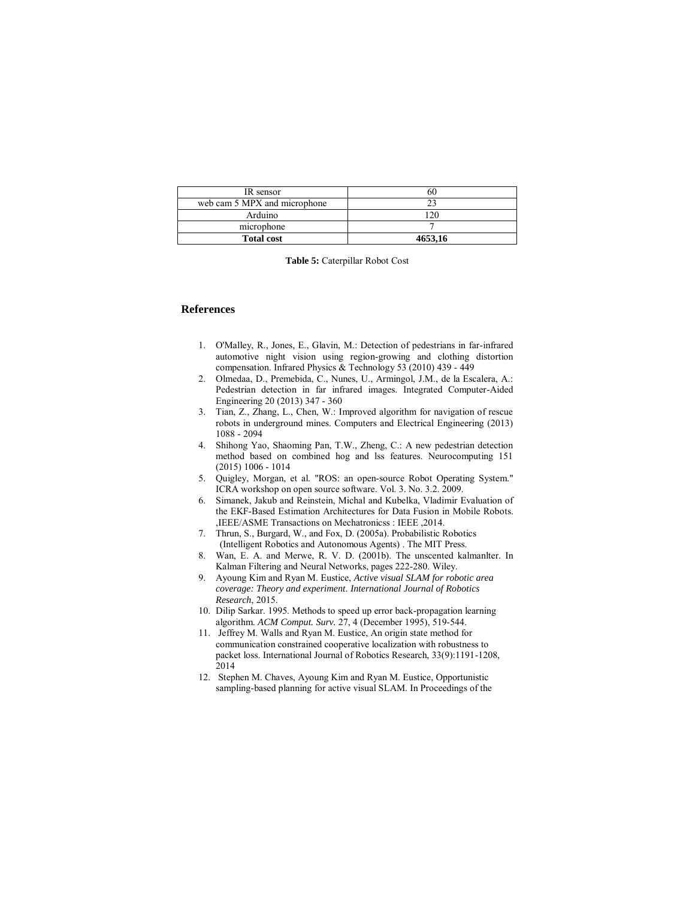| IR sensor | 60 |
|---|---|
| web cam 5 MPX and microphone | 23 |
| Arduino | 120 |
| microphone | 7 |
| **Total cost** | **4653,16** |

**Table 5:** Caterpillar Robot Cost

## References

1. O'Malley, R., Jones, E., Glavin, M.: Detection of pedestrians in far-infrared automotive night vision using region-growing and clothing distortion compensation. Infrared Physics & Technology 53 (2010) 439 - 449
2. Olmedaa, D., Premebida, C., Nunes, U., Armingol, J.M., de la Escalera, A.: Pedestrian detection in far infrared images. Integrated Computer-Aided Engineering 20 (2013) 347 - 360
3. Tian, Z., Zhang, L., Chen, W.: Improved algorithm for navigation of rescue robots in underground mines. Computers and Electrical Engineering (2013) 1088 - 2094
4. Shihong Yao, Shaoming Pan, T.W., Zheng, C.: A new pedestrian detection method based on combined hog and lss features. Neurocomputing 151 (2015) 1006 - 1014
5. Quigley, Morgan, et al. "ROS: an open-source Robot Operating System." ICRA workshop on open source software. Vol. 3. No. 3.2. 2009.
6. Simanek, Jakub and Reinstein, Michal and Kubelka, Vladimir Evaluation of the EKF-Based Estimation Architectures for Data Fusion in Mobile Robots. ,IEEE/ASME Transactions on Mechatronicss : IEEE ,2014.
7. Thrun, S., Burgard, W., and Fox, D. (2005a). Probabilistic Robotics (Intelligent Robotics and Autonomous Agents) . The MIT Press.
8. Wan, E. A. and Merwe, R. V. D. (2001b). The unscented kalmanlter. In Kalman Filtering and Neural Networks, pages 222-280. Wiley.
9. Ayoung Kim and Ryan M. Eustice, *Active visual SLAM for robotic area coverage: Theory and experiment. International Journal of Robotics Research*, 2015.
10. Dilip Sarkar. 1995. Methods to speed up error back-propagation learning algorithm. *ACM Comput. Surv.* 27, 4 (December 1995), 519-544.
11. Jeffrey M. Walls and Ryan M. Eustice, An origin state method for communication constrained cooperative localization with robustness to packet loss. International Journal of Robotics Research, 33(9):1191-1208, 2014
12. Stephen M. Chaves, Ayoung Kim and Ryan M. Eustice, Opportunistic sampling-based planning for active visual SLAM. In Proceedings of the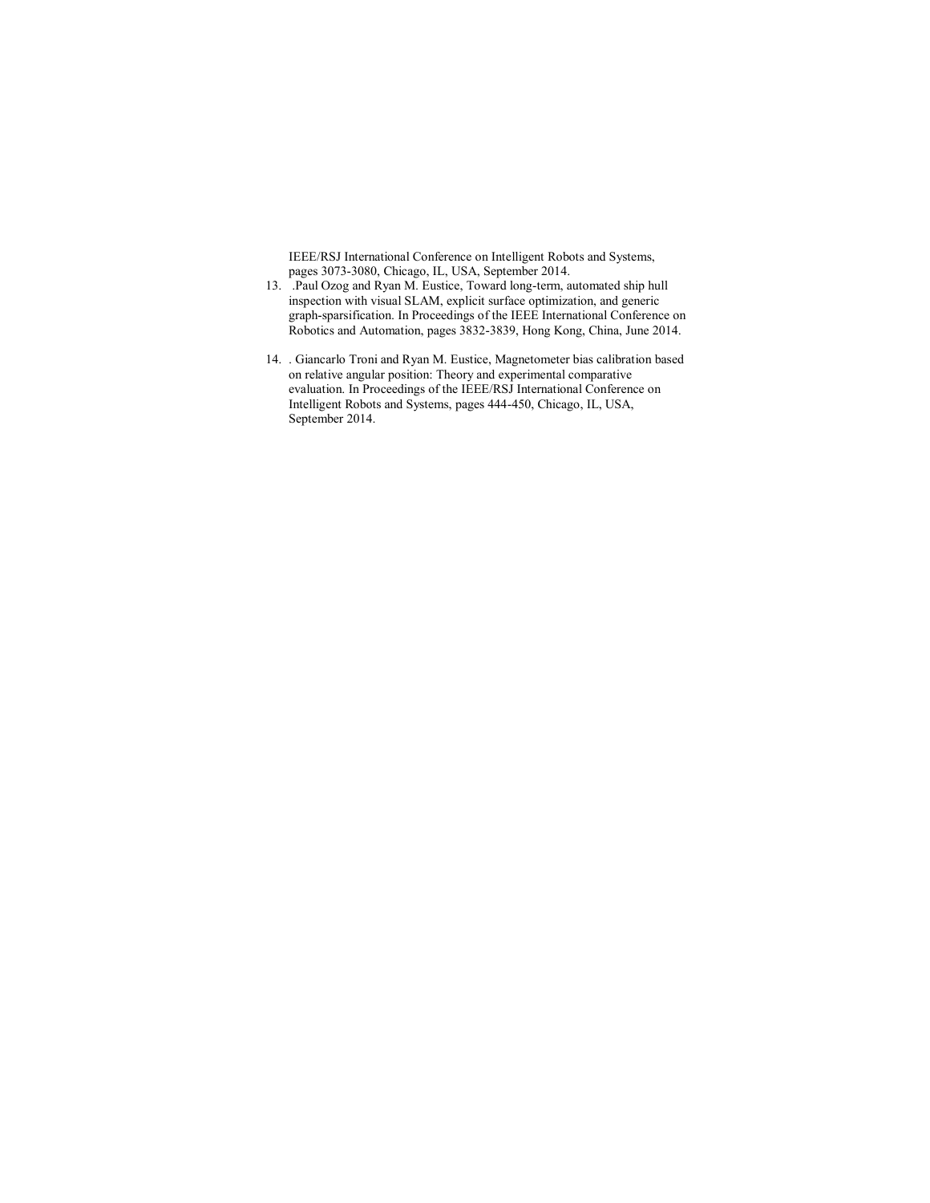IEEE/RSJ International Conference on Intelligent Robots and Systems, pages 3073-3080, Chicago, IL, USA, September 2014.

13. .Paul Ozog and Ryan M. Eustice, Toward long-term, automated ship hull inspection with visual SLAM, explicit surface optimization, and generic graph-sparsification. In Proceedings of the IEEE International Conference on Robotics and Automation, pages 3832-3839, Hong Kong, China, June 2014.

14. . Giancarlo Troni and Ryan M. Eustice, Magnetometer bias calibration based on relative angular position: Theory and experimental comparative evaluation. In Proceedings of the IEEE/RSJ International Conference on Intelligent Robots and Systems, pages 444-450, Chicago, IL, USA, September 2014.